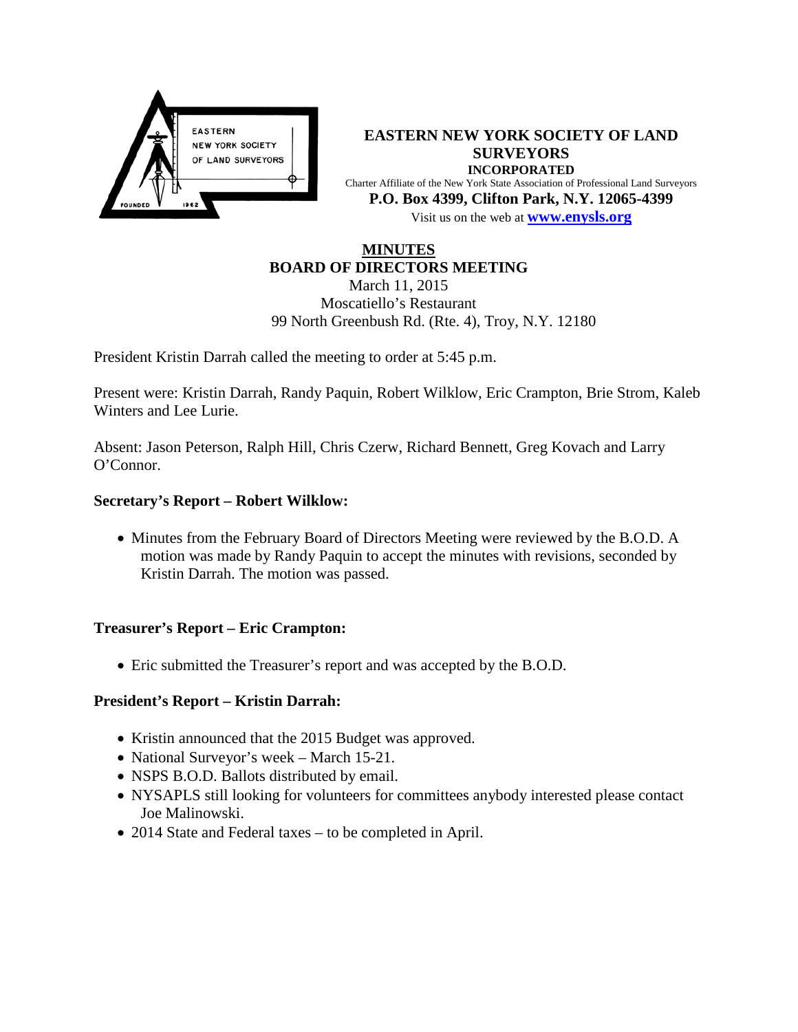**EASTERN NEW YORK SOCIETY OF LAND SURVEYORS**
**INCORPORATED**
Charter Affiliate of the New York State Association of Professional Land Surveyors
**P.O. Box 4399, Clifton Park, N.Y. 12065-4399**
Visit us on the web at **www.enysls.org**

# MINUTES
## BOARD OF DIRECTORS MEETING

March 11, 2015
Moscatiello's Restaurant
99 North Greenbush Rd. (Rte. 4), Troy, N.Y. 12180

President Kristin Darrah called the meeting to order at 5:45 p.m.

Present were: Kristin Darrah, Randy Paquin, Robert Wilklow, Eric Crampton, Brie Strom, Kaleb Winters and Lee Lurie.

Absent: Jason Peterson, Ralph Hill, Chris Czerw, Richard Bennett, Greg Kovach and Larry O'Connor.

### Secretary's Report – Robert Wilklow:

- Minutes from the February Board of Directors Meeting were reviewed by the B.O.D. A motion was made by Randy Paquin to accept the minutes with revisions, seconded by Kristin Darrah. The motion was passed.

### Treasurer's Report – Eric Crampton:

- Eric submitted the Treasurer's report and was accepted by the B.O.D.

### President's Report – Kristin Darrah:

- Kristin announced that the 2015 Budget was approved.
- National Surveyor's week – March 15-21.
- NSPS B.O.D. Ballots distributed by email.
- NYSAPLS still looking for volunteers for committees anybody interested please contact Joe Malinowski.
- 2014 State and Federal taxes – to be completed in April.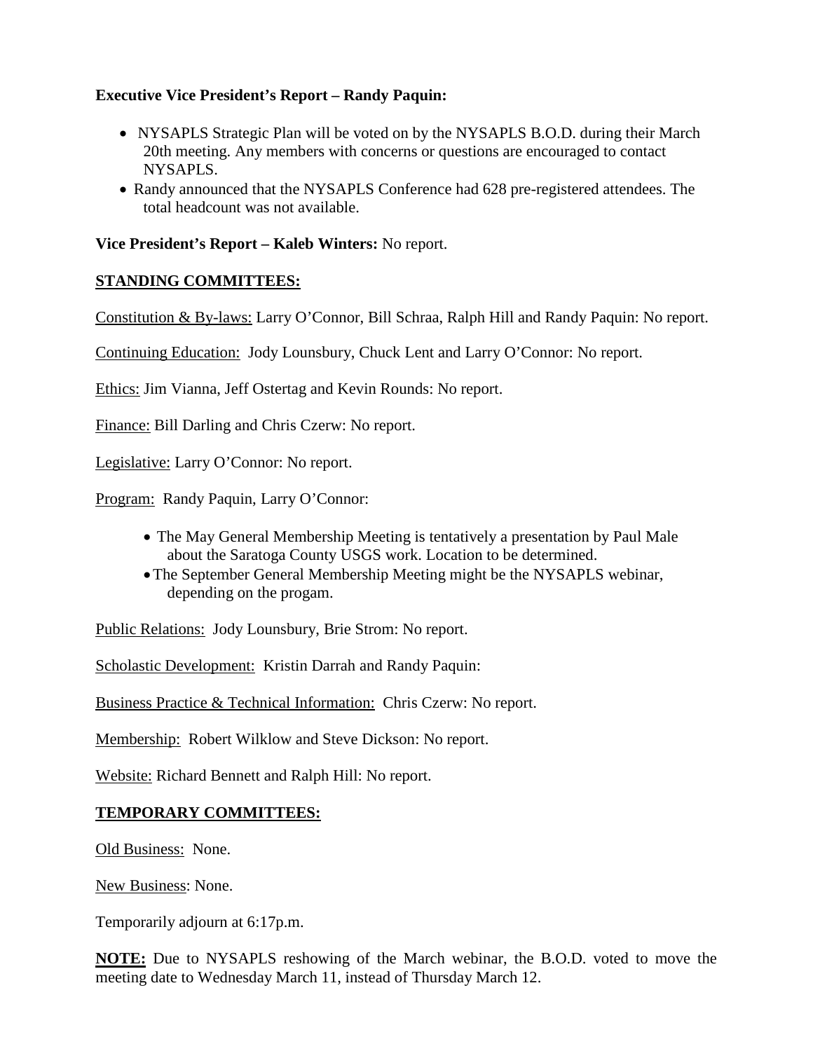**Executive Vice President's Report – Randy Paquin:**

- NYSAPLS Strategic Plan will be voted on by the NYSAPLS B.O.D. during their March 20th meeting. Any members with concerns or questions are encouraged to contact NYSAPLS.
- Randy announced that the NYSAPLS Conference had 628 pre-registered attendees. The total headcount was not available.

**Vice President's Report – Kaleb Winters:** No report.

## STANDING COMMITTEES:

Constitution & By-laws: Larry O'Connor, Bill Schraa, Ralph Hill and Randy Paquin: No report.

Continuing Education: Jody Lounsbury, Chuck Lent and Larry O'Connor: No report.

Ethics: Jim Vianna, Jeff Ostertag and Kevin Rounds: No report.

Finance: Bill Darling and Chris Czerw: No report.

Legislative: Larry O'Connor: No report.

Program: Randy Paquin, Larry O'Connor:

- The May General Membership Meeting is tentatively a presentation by Paul Male about the Saratoga County USGS work. Location to be determined.
- The September General Membership Meeting might be the NYSAPLS webinar, depending on the progam.

Public Relations: Jody Lounsbury, Brie Strom: No report.

Scholastic Development: Kristin Darrah and Randy Paquin:

Business Practice & Technical Information: Chris Czerw: No report.

Membership: Robert Wilklow and Steve Dickson: No report.

Website: Richard Bennett and Ralph Hill: No report.

## TEMPORARY COMMITTEES:

Old Business: None.

New Business: None.

Temporarily adjourn at 6:17p.m.

**NOTE:** Due to NYSAPLS reshowing of the March webinar, the B.O.D. voted to move the meeting date to Wednesday March 11, instead of Thursday March 12.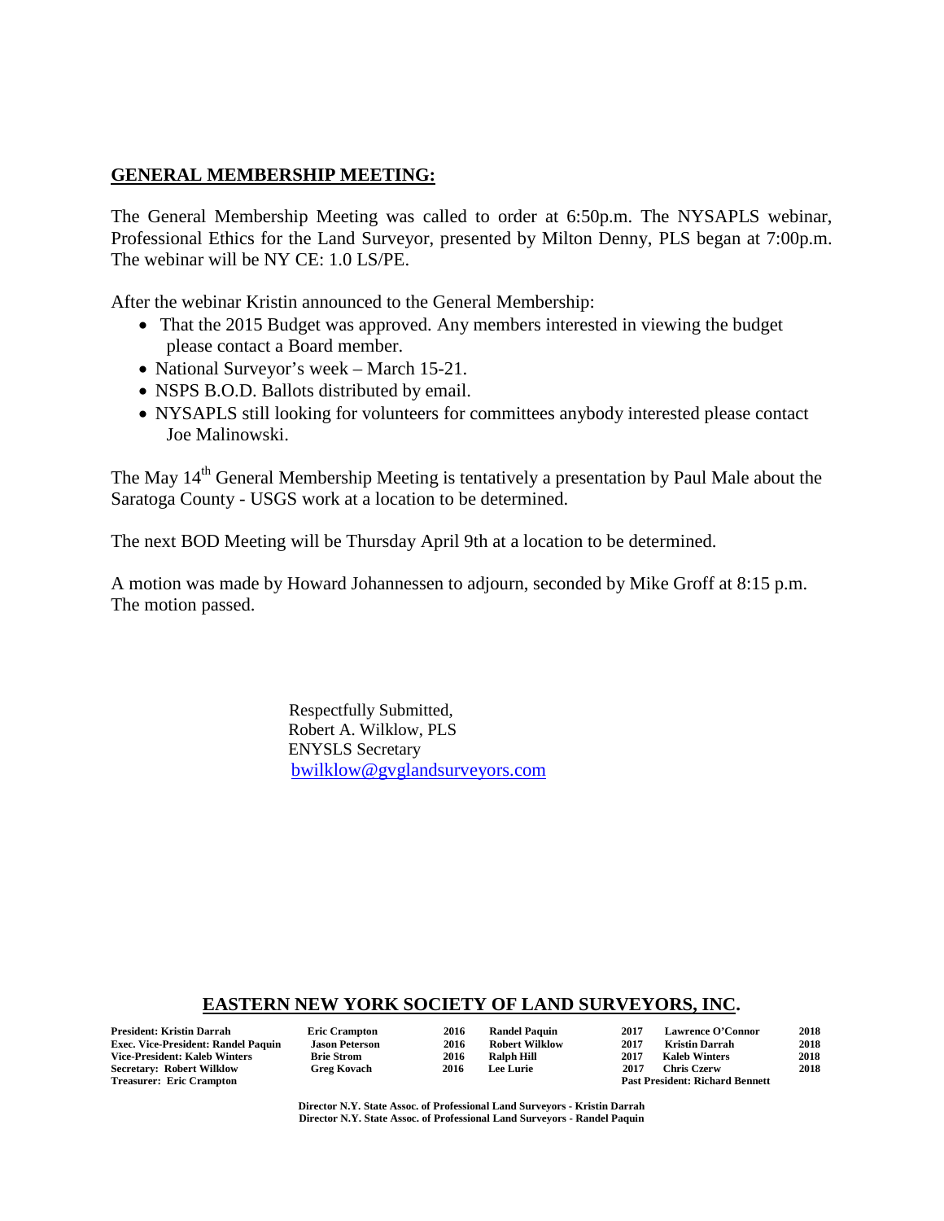## GENERAL MEMBERSHIP MEETING:

The General Membership Meeting was called to order at 6:50p.m. The NYSAPLS webinar, Professional Ethics for the Land Surveyor, presented by Milton Denny, PLS began at 7:00p.m. The webinar will be NY CE: 1.0 LS/PE.

After the webinar Kristin announced to the General Membership:

- That the 2015 Budget was approved. Any members interested in viewing the budget please contact a Board member.
- National Surveyor's week – March 15-21.
- NSPS B.O.D. Ballots distributed by email.
- NYSAPLS still looking for volunteers for committees anybody interested please contact Joe Malinowski.

The May 14th General Membership Meeting is tentatively a presentation by Paul Male about the Saratoga County - USGS work at a location to be determined.

The next BOD Meeting will be Thursday April 9th at a location to be determined.

A motion was made by Howard Johannessen to adjourn, seconded by Mike Groff at 8:15 p.m. The motion passed.

Respectfully Submitted,
Robert A. Wilklow, PLS
ENYSLS Secretary
bwilklow@gvglandsurveyors.com

## EASTERN NEW YORK SOCIETY OF LAND SURVEYORS, INC.

| | | | | | | | |
|---|---|---|---|---|---|---|---|
| **President: Kristin Darrah** | **Eric Crampton** | **2016** | **Randel Paquin** | **2017** | **Lawrence O'Connor** | **2018** |
| **Exec. Vice-President: Randel Paquin** | **Jason Peterson** | **2016** | **Robert Wilklow** | **2017** | **Kristin Darrah** | **2018** |
| **Vice-President: Kaleb Winters** | **Brie Strom** | **2016** | **Ralph Hill** | **2017** | **Kaleb Winters** | **2018** |
| **Secretary: Robert Wilklow** | **Greg Kovach** | **2016** | **Lee Lurie** | **2017** | **Chris Czerw** | **2018** |
| **Treasurer: Eric Crampton** | | | | **Past President: Richard Bennett** | | |

**Director N.Y. State Assoc. of Professional Land Surveyors - Kristin Darrah**
**Director N.Y. State Assoc. of Professional Land Surveyors - Randel Paquin**